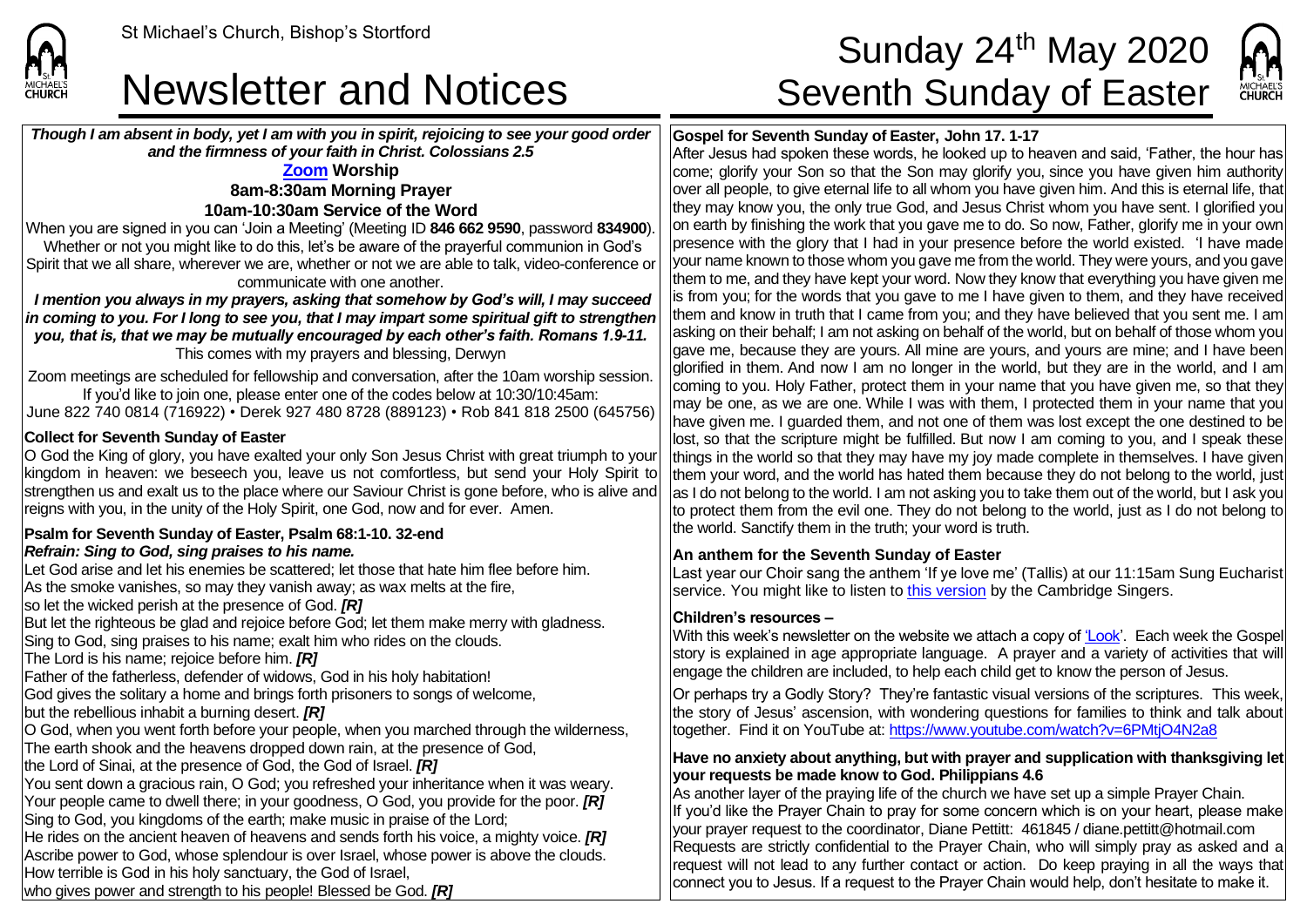St Michael's Church, Bishop's Stortford

# Newsletter and Notices

# Sunday 24th May 2020 Seventh Sunday of Easter

***Though I am absent in body, yet I am with you in spirit, rejoicing to see your good order and the firmness of your faith in Christ. Colossians 2.5***

**Zoom Worship**

**8am-8:30am Morning Prayer**

**10am-10:30am Service of the Word**

When you are signed in you can 'Join a Meeting' (Meeting ID **846 662 9590**, password **834900**). Whether or not you might like to do this, let's be aware of the prayerful communion in God's Spirit that we all share, wherever we are, whether or not we are able to talk, video-conference or communicate with one another.

***I mention you always in my prayers, asking that somehow by God's will, I may succeed in coming to you. For I long to see you, that I may impart some spiritual gift to strengthen you, that is, that we may be mutually encouraged by each other's faith. Romans 1.9-11.***

This comes with my prayers and blessing, Derwyn

Zoom meetings are scheduled for fellowship and conversation, after the 10am worship session. If you'd like to join one, please enter one of the codes below at 10:30/10:45am:
June 822 740 0814 (716922) • Derek 927 480 8728 (889123) • Rob 841 818 2500 (645756)

### Collect for Seventh Sunday of Easter

O God the King of glory, you have exalted your only Son Jesus Christ with great triumph to your kingdom in heaven: we beseech you, leave us not comfortless, but send your Holy Spirit to strengthen us and exalt us to the place where our Saviour Christ is gone before, who is alive and reigns with you, in the unity of the Holy Spirit, one God, now and for ever. Amen.

### Psalm for Seventh Sunday of Easter, Psalm 68:1-10. 32-end

***Refrain: Sing to God, sing praises to his name.***

Let God arise and let his enemies be scattered; let those that hate him flee before him.
As the smoke vanishes, so may they vanish away; as wax melts at the fire,
so let the wicked perish at the presence of God. ***[R]***
But let the righteous be glad and rejoice before God; let them make merry with gladness.
Sing to God, sing praises to his name; exalt him who rides on the clouds.
The Lord is his name; rejoice before him. ***[R]***
Father of the fatherless, defender of widows, God in his holy habitation!
God gives the solitary a home and brings forth prisoners to songs of welcome,
but the rebellious inhabit a burning desert. ***[R]***
O God, when you went forth before your people, when you marched through the wilderness,
The earth shook and the heavens dropped down rain, at the presence of God,
the Lord of Sinai, at the presence of God, the God of Israel. ***[R]***
You sent down a gracious rain, O God; you refreshed your inheritance when it was weary.
Your people came to dwell there; in your goodness, O God, you provide for the poor. ***[R]***
Sing to God, you kingdoms of the earth; make music in praise of the Lord;
He rides on the ancient heaven of heavens and sends forth his voice, a mighty voice. ***[R]***
Ascribe power to God, whose splendour is over Israel, whose power is above the clouds.
How terrible is God in his holy sanctuary, the God of Israel,
who gives power and strength to his people! Blessed be God. ***[R]***

### Gospel for Seventh Sunday of Easter, John 17. 1-17

After Jesus had spoken these words, he looked up to heaven and said, 'Father, the hour has come; glorify your Son so that the Son may glorify you, since you have given him authority over all people, to give eternal life to all whom you have given him. And this is eternal life, that they may know you, the only true God, and Jesus Christ whom you have sent. I glorified you on earth by finishing the work that you gave me to do. So now, Father, glorify me in your own presence with the glory that I had in your presence before the world existed. 'I have made your name known to those whom you gave me from the world. They were yours, and you gave them to me, and they have kept your word. Now they know that everything you have given me is from you; for the words that you gave to me I have given to them, and they have received them and know in truth that I came from you; and they have believed that you sent me. I am asking on their behalf; I am not asking on behalf of the world, but on behalf of those whom you gave me, because they are yours. All mine are yours, and yours are mine; and I have been glorified in them. And now I am no longer in the world, but they are in the world, and I am coming to you. Holy Father, protect them in your name that you have given me, so that they may be one, as we are one. While I was with them, I protected them in your name that you have given me. I guarded them, and not one of them was lost except the one destined to be lost, so that the scripture might be fulfilled. But now I am coming to you, and I speak these things in the world so that they may have my joy made complete in themselves. I have given them your word, and the world has hated them because they do not belong to the world, just as I do not belong to the world. I am not asking you to take them out of the world, but I ask you to protect them from the evil one. They do not belong to the world, just as I do not belong to the world. Sanctify them in the truth; your word is truth.

### An anthem for the Seventh Sunday of Easter

Last year our Choir sang the anthem 'If ye love me' (Tallis) at our 11:15am Sung Eucharist service. You might like to listen to this version by the Cambridge Singers.

### Children's resources –

With this week's newsletter on the website we attach a copy of 'Look'. Each week the Gospel story is explained in age appropriate language. A prayer and a variety of activities that will engage the children are included, to help each child get to know the person of Jesus.

Or perhaps try a Godly Story? They're fantastic visual versions of the scriptures. This week, the story of Jesus' ascension, with wondering questions for families to think and talk about together. Find it on YouTube at: https://www.youtube.com/watch?v=6PMtjO4N2a8

### Have no anxiety about anything, but with prayer and supplication with thanksgiving let your requests be made know to God. Philippians 4.6

As another layer of the praying life of the church we have set up a simple Prayer Chain. If you'd like the Prayer Chain to pray for some concern which is on your heart, please make your prayer request to the coordinator, Diane Pettitt: 461845 / diane.pettitt@hotmail.com
Requests are strictly confidential to the Prayer Chain, who will simply pray as asked and a request will not lead to any further contact or action. Do keep praying in all the ways that connect you to Jesus. If a request to the Prayer Chain would help, don't hesitate to make it.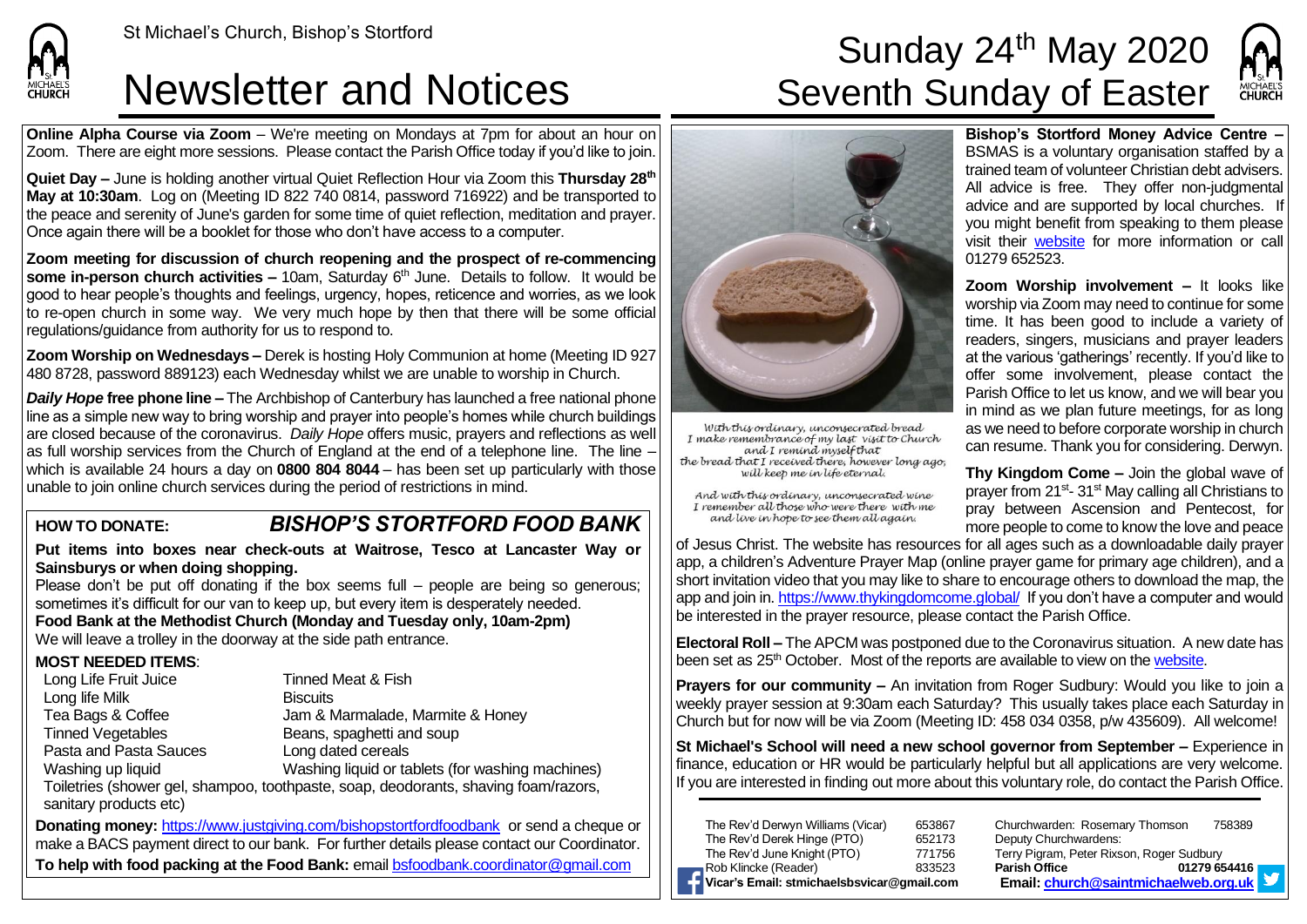St Michael's Church, Bishop's Stortford

# Newsletter and Notices

# Sunday 24th May 2020 Seventh Sunday of Easter

**Online Alpha Course via Zoom** – We're meeting on Mondays at 7pm for about an hour on Zoom. There are eight more sessions. Please contact the Parish Office today if you'd like to join.

**Quiet Day –** June is holding another virtual Quiet Reflection Hour via Zoom this **Thursday 28th May at 10:30am**. Log on (Meeting ID 822 740 0814, password 716922) and be transported to the peace and serenity of June's garden for some time of quiet reflection, meditation and prayer. Once again there will be a booklet for those who don't have access to a computer.

**Zoom meeting for discussion of church reopening and the prospect of re-commencing some in-person church activities –** 10am, Saturday 6th June. Details to follow. It would be good to hear people's thoughts and feelings, urgency, hopes, reticence and worries, as we look to re-open church in some way. We very much hope by then that there will be some official regulations/guidance from authority for us to respond to.

**Zoom Worship on Wednesdays –** Derek is hosting Holy Communion at home (Meeting ID 927 480 8728, password 889123) each Wednesday whilst we are unable to worship in Church.

***Daily Hope*** **free phone line –** The Archbishop of Canterbury has launched a free national phone line as a simple new way to bring worship and prayer into people's homes while church buildings are closed because of the coronavirus. *Daily Hope* offers music, prayers and reflections as well as full worship services from the Church of England at the end of a telephone line. The line – which is available 24 hours a day on **0800 804 8044** – has been set up particularly with those unable to join online church services during the period of restrictions in mind.

## HOW TO DONATE: *BISHOP'S STORTFORD FOOD BANK*

**Put items into boxes near check-outs at Waitrose, Tesco at Lancaster Way or Sainsburys or when doing shopping.**

Please don't be put off donating if the box seems full – people are being so generous; sometimes it's difficult for our van to keep up, but every item is desperately needed.

**Food Bank at the Methodist Church (Monday and Tuesday only, 10am-2pm)**

We will leave a trolley in the doorway at the side path entrance.

**MOST NEEDED ITEMS**:

| | |
|---|---|
| Long Life Fruit Juice | Tinned Meat & Fish |
| Long life Milk | Biscuits |
| Tea Bags & Coffee | Jam & Marmalade, Marmite & Honey |
| Tinned Vegetables | Beans, spaghetti and soup |
| Pasta and Pasta Sauces | Long dated cereals |
| Washing up liquid | Washing liquid or tablets (for washing machines) |

Toiletries (shower gel, shampoo, toothpaste, soap, deodorants, shaving foam/razors, sanitary products etc)

**Donating money:** https://www.justgiving.com/bishopstortfordfoodbank or send a cheque or make a BACS payment direct to our bank. For further details please contact our Coordinator.

**To help with food packing at the Food Bank:** email bsfoodbank.coordinator@gmail.com

*With this ordinary, unconsecrated bread I make remembrance of my last visit to Church and I remind myself that the bread that I received there, however long ago, will keep me in life eternal.*

*And with this ordinary, unconsecrated wine I remember all those who were there with me and live in hope to see them all again.*

**Bishop's Stortford Money Advice Centre –** BSMAS is a voluntary organisation staffed by a trained team of volunteer Christian debt advisers. All advice is free. They offer non-judgmental advice and are supported by local churches. If you might benefit from speaking to them please visit their website for more information or call 01279 652523.

**Zoom Worship involvement –** It looks like worship via Zoom may need to continue for some time. It has been good to include a variety of readers, singers, musicians and prayer leaders at the various 'gatherings' recently. If you'd like to offer some involvement, please contact the Parish Office to let us know, and we will bear you in mind as we plan future meetings, for as long as we need to before corporate worship in church can resume. Thank you for considering. Derwyn.

**Thy Kingdom Come –** Join the global wave of prayer from 21st- 31st May calling all Christians to pray between Ascension and Pentecost, for more people to come to know the love and peace of Jesus Christ. The website has resources for all ages such as a downloadable daily prayer app, a children's Adventure Prayer Map (online prayer game for primary age children), and a short invitation video that you may like to share to encourage others to download the map, the app and join in. https://www.thykingdomcome.global/ If you don't have a computer and would be interested in the prayer resource, please contact the Parish Office.

**Electoral Roll –** The APCM was postponed due to the Coronavirus situation. A new date has been set as 25th October. Most of the reports are available to view on the website.

**Prayers for our community –** An invitation from Roger Sudbury: Would you like to join a weekly prayer session at 9:30am each Saturday? This usually takes place each Saturday in Church but for now will be via Zoom (Meeting ID: 458 034 0358, p/w 435609). All welcome!

**St Michael's School will need a new school governor from September –** Experience in finance, education or HR would be particularly helpful but all applications are very welcome. If you are interested in finding out more about this voluntary role, do contact the Parish Office.

| | | | |
|---|---|---|---|
| The Rev'd Derwyn Williams (Vicar) | 653867 | Churchwarden: Rosemary Thomson | 758389 |
| The Rev'd Derek Hinge (PTO) | 652173 | Deputy Churchwardens: | |
| The Rev'd June Knight (PTO) | 771756 | Terry Pigram, Peter Rixson, Roger Sudbury | |
| Rob Klincke (Reader) | 833523 | **Parish Office** | **01279 654416** |
| **Vicar's Email: stmichaelsbsvicar@gmail.com** | | **Email: church@saintmichaelweb.org.uk** | |